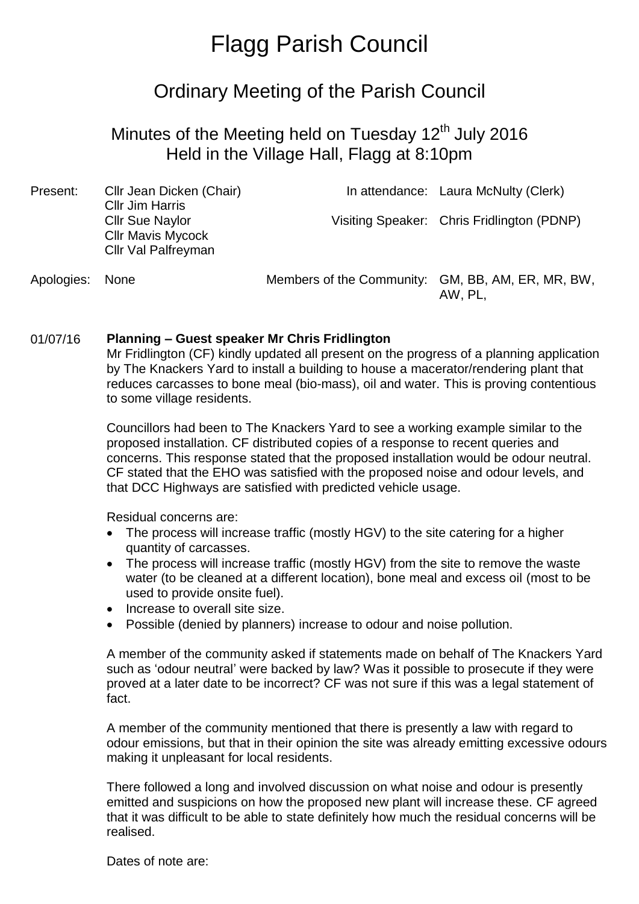# Flagg Parish Council

## Ordinary Meeting of the Parish Council

### Minutes of the Meeting held on Tuesday 12th July 2016
### Held in the Village Hall, Flagg at 8:10pm

| | | | |
|---|---|---|---|
| Present: | Cllr Jean Dicken (Chair)<br>Cllr Jim Harris<br>Cllr Sue Naylor<br>Cllr Mavis Mycock<br>Cllr Val Palfreyman | In attendance:<br><br>Visiting Speaker: | Laura McNulty (Clerk)<br><br>Chris Fridlington (PDNP) |
| Apologies: | None | Members of the Community: | GM, BB, AM, ER, MR, BW, AW, PL, |

**01/07/16 Planning – Guest speaker Mr Chris Fridlington**

Mr Fridlington (CF) kindly updated all present on the progress of a planning application by The Knackers Yard to install a building to house a macerator/rendering plant that reduces carcasses to bone meal (bio-mass), oil and water. This is proving contentious to some village residents.

Councillors had been to The Knackers Yard to see a working example similar to the proposed installation. CF distributed copies of a response to recent queries and concerns. This response stated that the proposed installation would be odour neutral. CF stated that the EHO was satisfied with the proposed noise and odour levels, and that DCC Highways are satisfied with predicted vehicle usage.

Residual concerns are:

- The process will increase traffic (mostly HGV) to the site catering for a higher quantity of carcasses.
- The process will increase traffic (mostly HGV) from the site to remove the waste water (to be cleaned at a different location), bone meal and excess oil (most to be used to provide onsite fuel).
- Increase to overall site size.
- Possible (denied by planners) increase to odour and noise pollution.

A member of the community asked if statements made on behalf of The Knackers Yard such as 'odour neutral' were backed by law? Was it possible to prosecute if they were proved at a later date to be incorrect? CF was not sure if this was a legal statement of fact.

A member of the community mentioned that there is presently a law with regard to odour emissions, but that in their opinion the site was already emitting excessive odours making it unpleasant for local residents.

There followed a long and involved discussion on what noise and odour is presently emitted and suspicions on how the proposed new plant will increase these. CF agreed that it was difficult to be able to state definitely how much the residual concerns will be realised.

Dates of note are: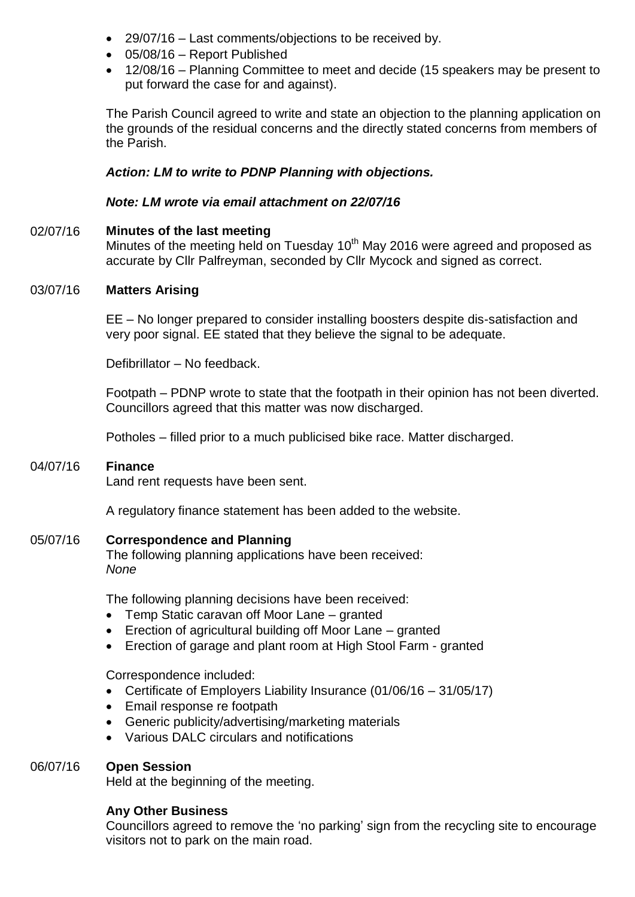- 29/07/16 – Last comments/objections to be received by.
- 05/08/16 – Report Published
- 12/08/16 – Planning Committee to meet and decide (15 speakers may be present to put forward the case for and against).

The Parish Council agreed to write and state an objection to the planning application on the grounds of the residual concerns and the directly stated concerns from members of the Parish.

***Action: LM to write to PDNP Planning with objections.***

***Note: LM wrote via email attachment on 22/07/16***

02/07/16 **Minutes of the last meeting**

Minutes of the meeting held on Tuesday 10th May 2016 were agreed and proposed as accurate by Cllr Palfreyman, seconded by Cllr Mycock and signed as correct.

03/07/16 **Matters Arising**

EE – No longer prepared to consider installing boosters despite dis-satisfaction and very poor signal. EE stated that they believe the signal to be adequate.

Defibrillator – No feedback.

Footpath – PDNP wrote to state that the footpath in their opinion has not been diverted. Councillors agreed that this matter was now discharged.

Potholes – filled prior to a much publicised bike race. Matter discharged.

04/07/16 **Finance**

Land rent requests have been sent.

A regulatory finance statement has been added to the website.

05/07/16 **Correspondence and Planning**

The following planning applications have been received:
*None*

The following planning decisions have been received:

- Temp Static caravan off Moor Lane – granted
- Erection of agricultural building off Moor Lane – granted
- Erection of garage and plant room at High Stool Farm - granted

Correspondence included:

- Certificate of Employers Liability Insurance (01/06/16 – 31/05/17)
- Email response re footpath
- Generic publicity/advertising/marketing materials
- Various DALC circulars and notifications

06/07/16 **Open Session**

Held at the beginning of the meeting.

**Any Other Business**

Councillors agreed to remove the 'no parking' sign from the recycling site to encourage visitors not to park on the main road.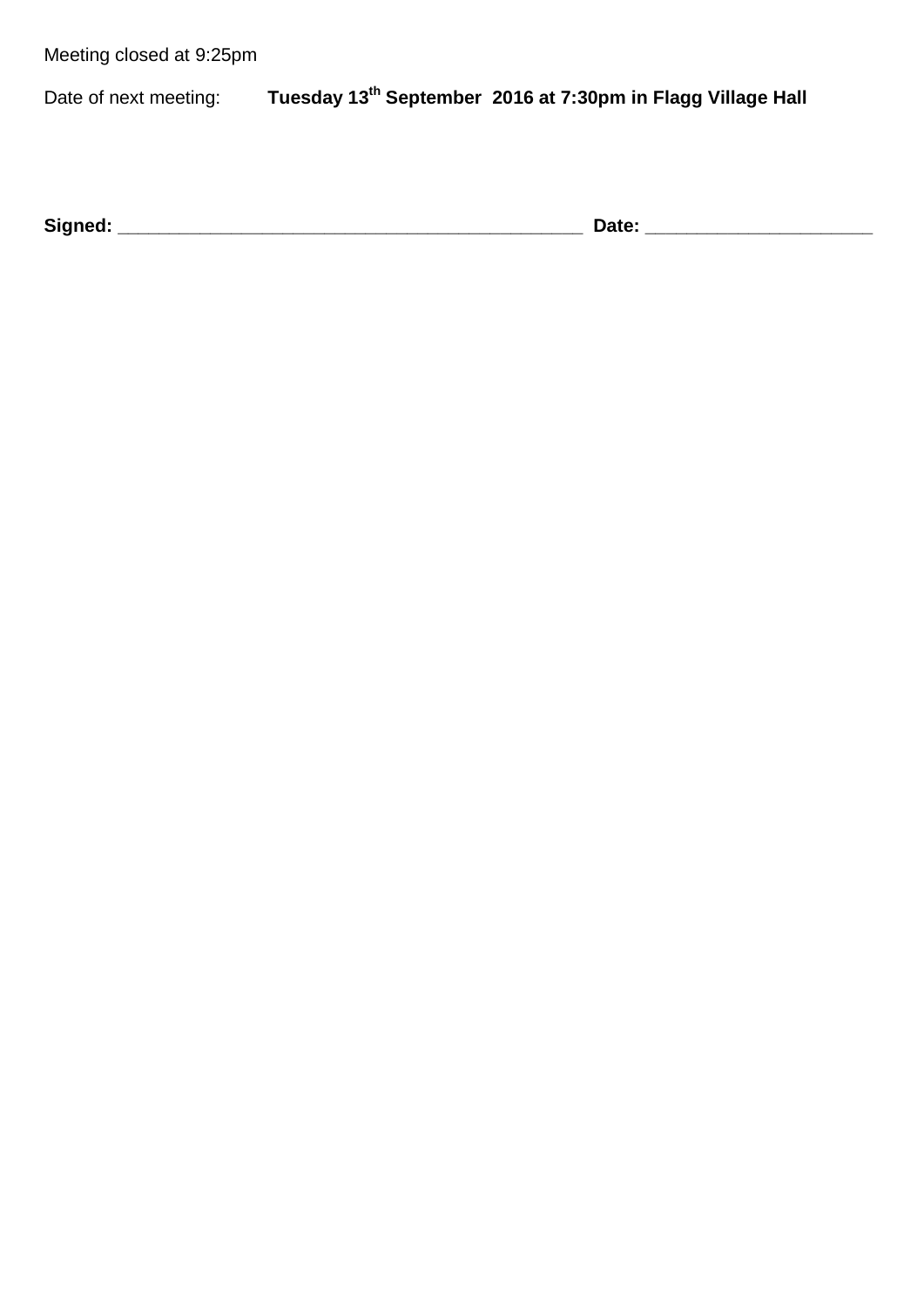Meeting closed at 9:25pm

Date of next meeting: **Tuesday 13th September 2016 at 7:30pm in Flagg Village Hall**

**Signed: _______________________________________________ Date: ______________________**